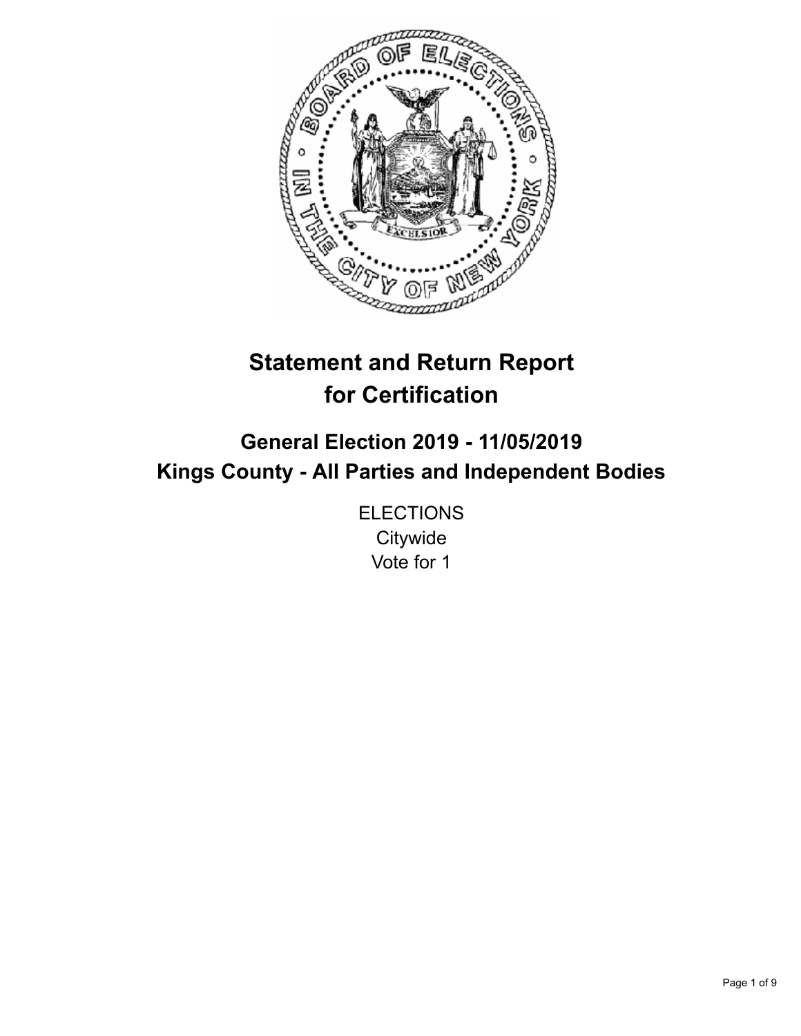# Statement and Return Report for Certification

## General Election 2019 - 11/05/2019
## Kings County - All Parties and Independent Bodies

ELECTIONS
Citywide
Vote for 1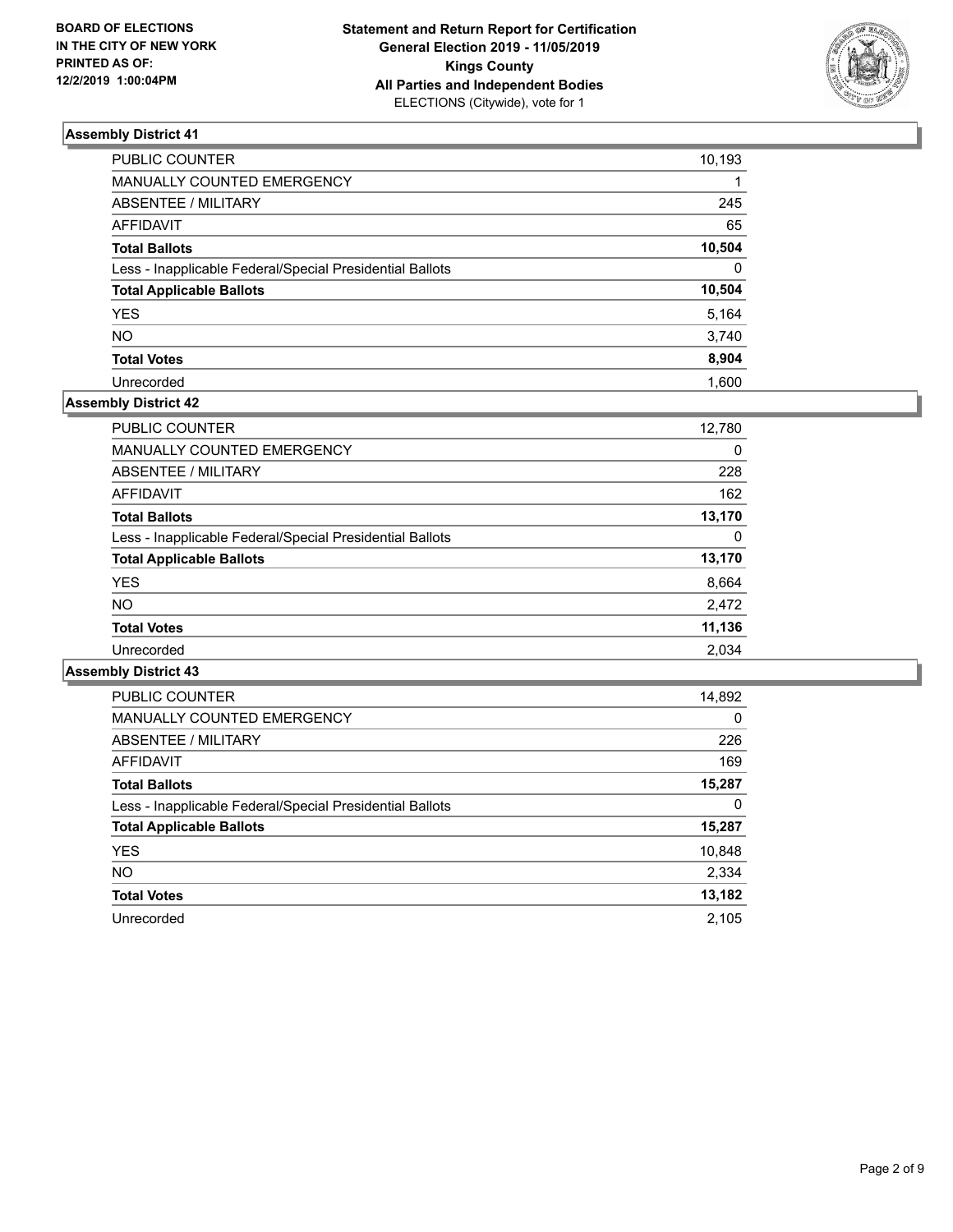BOARD OF ELECTIONS
IN THE CITY OF NEW YORK
PRINTED AS OF:
12/2/2019 1:00:04PM

**Statement and Return Report for Certification**
**General Election 2019 - 11/05/2019**
**Kings County**
**All Parties and Independent Bodies**
ELECTIONS (Citywide), vote for 1

### Assembly District 41

| | |
|---|---|
| PUBLIC COUNTER | 10,193 |
| MANUALLY COUNTED EMERGENCY | 1 |
| ABSENTEE / MILITARY | 245 |
| AFFIDAVIT | 65 |
| **Total Ballots** | **10,504** |
| Less - Inapplicable Federal/Special Presidential Ballots | 0 |
| **Total Applicable Ballots** | **10,504** |
| YES | 5,164 |
| NO | 3,740 |
| **Total Votes** | **8,904** |
| Unrecorded | 1,600 |

### Assembly District 42

| | |
|---|---|
| PUBLIC COUNTER | 12,780 |
| MANUALLY COUNTED EMERGENCY | 0 |
| ABSENTEE / MILITARY | 228 |
| AFFIDAVIT | 162 |
| **Total Ballots** | **13,170** |
| Less - Inapplicable Federal/Special Presidential Ballots | 0 |
| **Total Applicable Ballots** | **13,170** |
| YES | 8,664 |
| NO | 2,472 |
| **Total Votes** | **11,136** |
| Unrecorded | 2,034 |

### Assembly District 43

| | |
|---|---|
| PUBLIC COUNTER | 14,892 |
| MANUALLY COUNTED EMERGENCY | 0 |
| ABSENTEE / MILITARY | 226 |
| AFFIDAVIT | 169 |
| **Total Ballots** | **15,287** |
| Less - Inapplicable Federal/Special Presidential Ballots | 0 |
| **Total Applicable Ballots** | **15,287** |
| YES | 10,848 |
| NO | 2,334 |
| **Total Votes** | **13,182** |
| Unrecorded | 2,105 |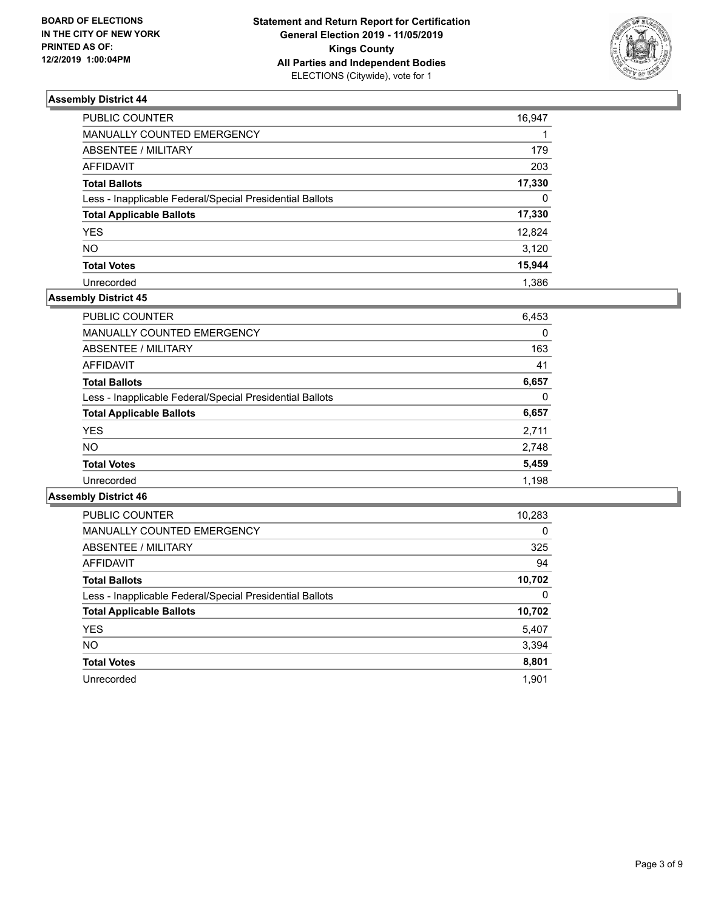**BOARD OF ELECTIONS IN THE CITY OF NEW YORK PRINTED AS OF: 12/2/2019 1:00:04PM**

**Statement and Return Report for Certification General Election 2019 - 11/05/2019 Kings County All Parties and Independent Bodies** ELECTIONS (Citywide), vote for 1

### Assembly District 44

| | |
|---|---|
| PUBLIC COUNTER | 16,947 |
| MANUALLY COUNTED EMERGENCY | 1 |
| ABSENTEE / MILITARY | 179 |
| AFFIDAVIT | 203 |
| **Total Ballots** | **17,330** |
| Less - Inapplicable Federal/Special Presidential Ballots | 0 |
| **Total Applicable Ballots** | **17,330** |
| YES | 12,824 |
| NO | 3,120 |
| **Total Votes** | **15,944** |
| Unrecorded | 1,386 |

### Assembly District 45

| | |
|---|---|
| PUBLIC COUNTER | 6,453 |
| MANUALLY COUNTED EMERGENCY | 0 |
| ABSENTEE / MILITARY | 163 |
| AFFIDAVIT | 41 |
| **Total Ballots** | **6,657** |
| Less - Inapplicable Federal/Special Presidential Ballots | 0 |
| **Total Applicable Ballots** | **6,657** |
| YES | 2,711 |
| NO | 2,748 |
| **Total Votes** | **5,459** |
| Unrecorded | 1,198 |

### Assembly District 46

| | |
|---|---|
| PUBLIC COUNTER | 10,283 |
| MANUALLY COUNTED EMERGENCY | 0 |
| ABSENTEE / MILITARY | 325 |
| AFFIDAVIT | 94 |
| **Total Ballots** | **10,702** |
| Less - Inapplicable Federal/Special Presidential Ballots | 0 |
| **Total Applicable Ballots** | **10,702** |
| YES | 5,407 |
| NO | 3,394 |
| **Total Votes** | **8,801** |
| Unrecorded | 1,901 |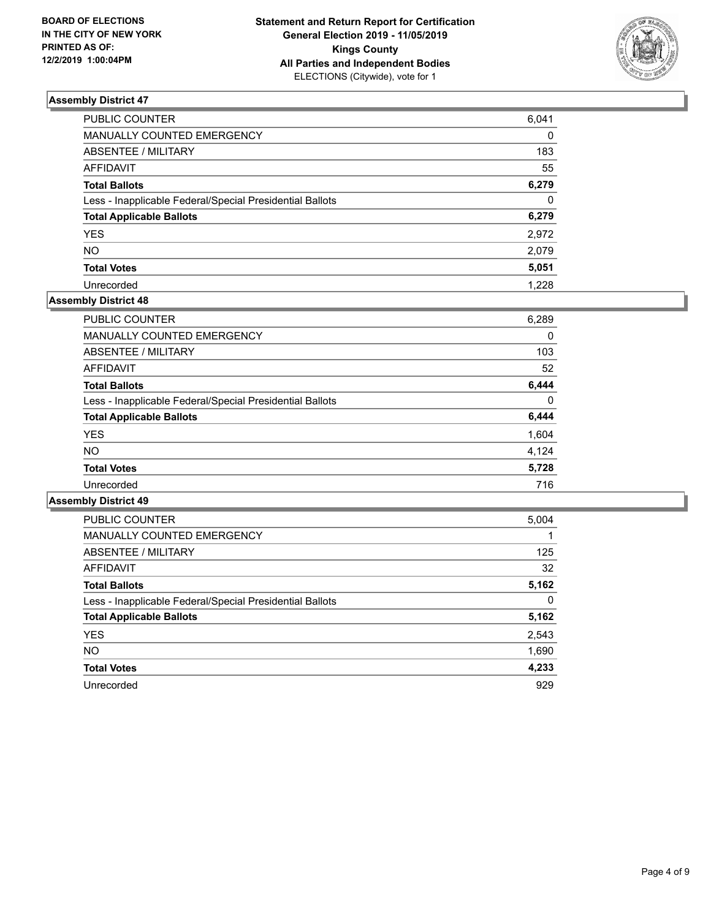**BOARD OF ELECTIONS IN THE CITY OF NEW YORK PRINTED AS OF: 12/2/2019 1:00:04PM**

**Statement and Return Report for Certification**
**General Election 2019 - 11/05/2019**
**Kings County**
**All Parties and Independent Bodies**
ELECTIONS (Citywide), vote for 1

### Assembly District 47

| | |
|---|---|
| PUBLIC COUNTER | 6,041 |
| MANUALLY COUNTED EMERGENCY | 0 |
| ABSENTEE / MILITARY | 183 |
| AFFIDAVIT | 55 |
| **Total Ballots** | **6,279** |
| Less - Inapplicable Federal/Special Presidential Ballots | 0 |
| **Total Applicable Ballots** | **6,279** |
| YES | 2,972 |
| NO | 2,079 |
| **Total Votes** | **5,051** |
| Unrecorded | 1,228 |

### Assembly District 48

| | |
|---|---|
| PUBLIC COUNTER | 6,289 |
| MANUALLY COUNTED EMERGENCY | 0 |
| ABSENTEE / MILITARY | 103 |
| AFFIDAVIT | 52 |
| **Total Ballots** | **6,444** |
| Less - Inapplicable Federal/Special Presidential Ballots | 0 |
| **Total Applicable Ballots** | **6,444** |
| YES | 1,604 |
| NO | 4,124 |
| **Total Votes** | **5,728** |
| Unrecorded | 716 |

### Assembly District 49

| | |
|---|---|
| PUBLIC COUNTER | 5,004 |
| MANUALLY COUNTED EMERGENCY | 1 |
| ABSENTEE / MILITARY | 125 |
| AFFIDAVIT | 32 |
| **Total Ballots** | **5,162** |
| Less - Inapplicable Federal/Special Presidential Ballots | 0 |
| **Total Applicable Ballots** | **5,162** |
| YES | 2,543 |
| NO | 1,690 |
| **Total Votes** | **4,233** |
| Unrecorded | 929 |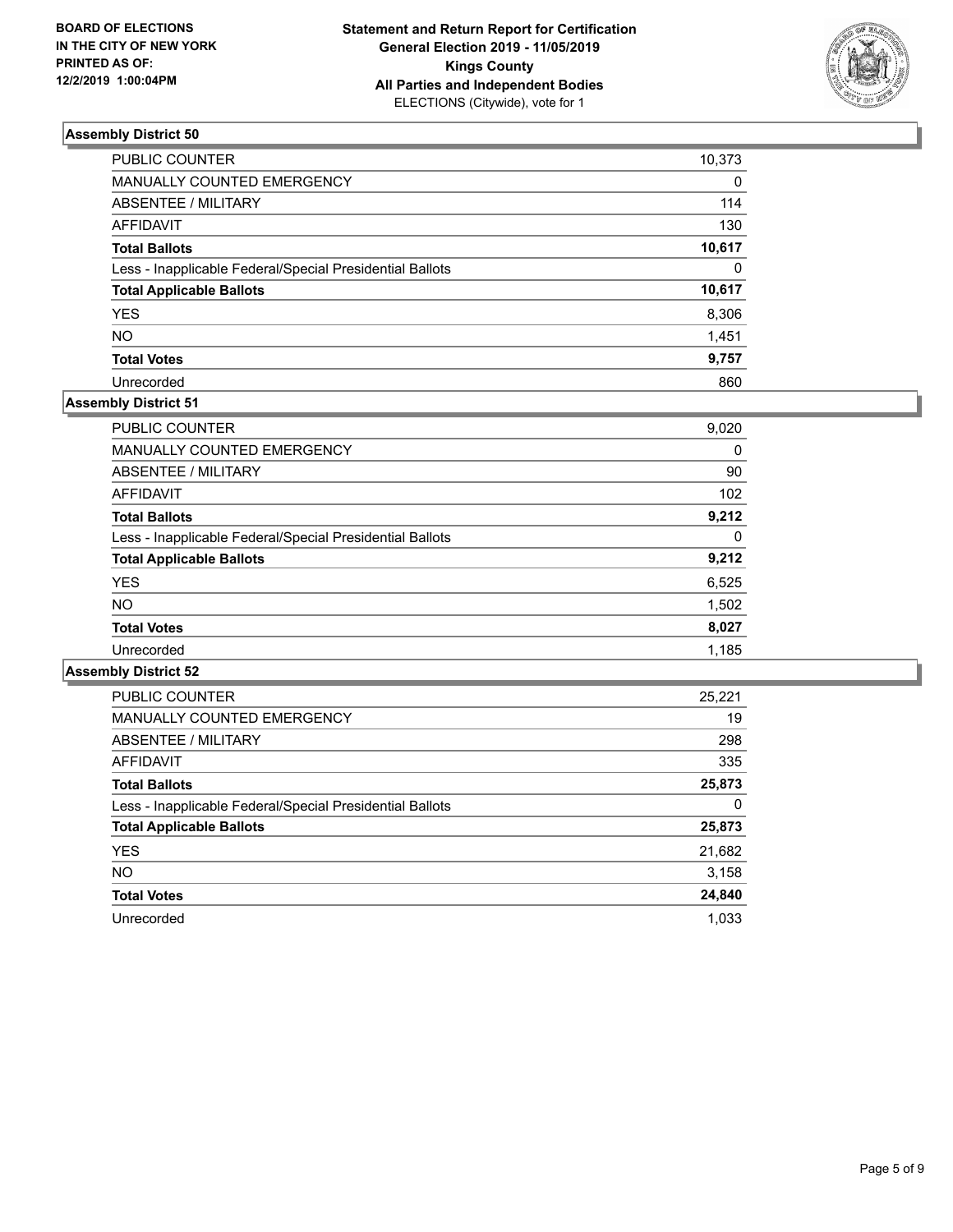BOARD OF ELECTIONS
IN THE CITY OF NEW YORK
PRINTED AS OF:
12/2/2019 1:00:04PM

**Statement and Return Report for Certification**
**General Election 2019 - 11/05/2019**
**Kings County**
**All Parties and Independent Bodies**
ELECTIONS (Citywide), vote for 1

## Assembly District 50

| | |
|---|---|
| PUBLIC COUNTER | 10,373 |
| MANUALLY COUNTED EMERGENCY | 0 |
| ABSENTEE / MILITARY | 114 |
| AFFIDAVIT | 130 |
| **Total Ballots** | **10,617** |
| Less - Inapplicable Federal/Special Presidential Ballots | 0 |
| **Total Applicable Ballots** | **10,617** |
| YES | 8,306 |
| NO | 1,451 |
| **Total Votes** | **9,757** |
| Unrecorded | 860 |

## Assembly District 51

| | |
|---|---|
| PUBLIC COUNTER | 9,020 |
| MANUALLY COUNTED EMERGENCY | 0 |
| ABSENTEE / MILITARY | 90 |
| AFFIDAVIT | 102 |
| **Total Ballots** | **9,212** |
| Less - Inapplicable Federal/Special Presidential Ballots | 0 |
| **Total Applicable Ballots** | **9,212** |
| YES | 6,525 |
| NO | 1,502 |
| **Total Votes** | **8,027** |
| Unrecorded | 1,185 |

## Assembly District 52

| | |
|---|---|
| PUBLIC COUNTER | 25,221 |
| MANUALLY COUNTED EMERGENCY | 19 |
| ABSENTEE / MILITARY | 298 |
| AFFIDAVIT | 335 |
| **Total Ballots** | **25,873** |
| Less - Inapplicable Federal/Special Presidential Ballots | 0 |
| **Total Applicable Ballots** | **25,873** |
| YES | 21,682 |
| NO | 3,158 |
| **Total Votes** | **24,840** |
| Unrecorded | 1,033 |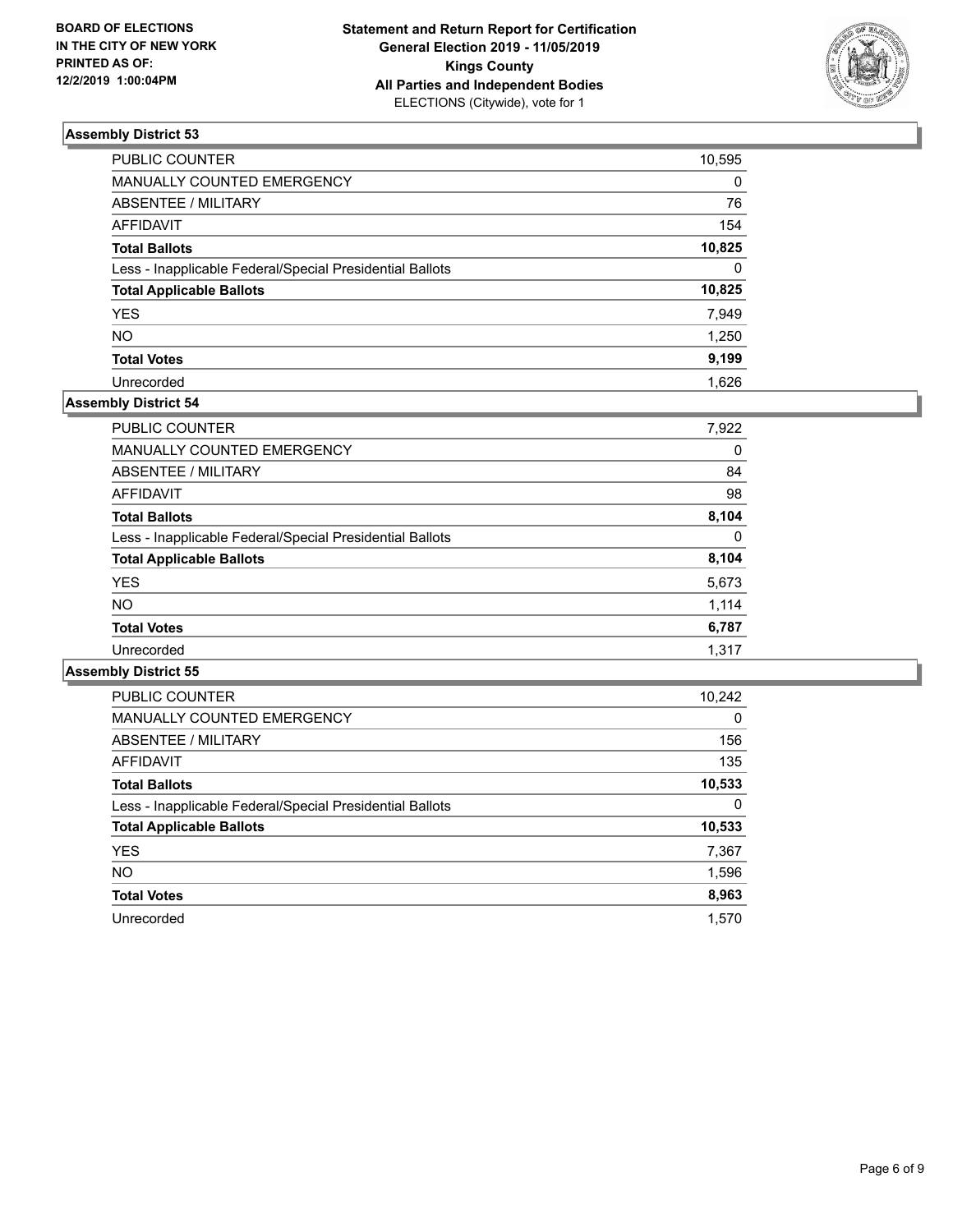**BOARD OF ELECTIONS IN THE CITY OF NEW YORK PRINTED AS OF: 12/2/2019 1:00:04PM**

**Statement and Return Report for Certification General Election 2019 - 11/05/2019 Kings County All Parties and Independent Bodies** ELECTIONS (Citywide), vote for 1

## Assembly District 53

| | |
|---|---|
| PUBLIC COUNTER | 10,595 |
| MANUALLY COUNTED EMERGENCY | 0 |
| ABSENTEE / MILITARY | 76 |
| AFFIDAVIT | 154 |
| **Total Ballots** | **10,825** |
| Less - Inapplicable Federal/Special Presidential Ballots | 0 |
| **Total Applicable Ballots** | **10,825** |
| YES | 7,949 |
| NO | 1,250 |
| **Total Votes** | **9,199** |
| Unrecorded | 1,626 |

## Assembly District 54

| | |
|---|---|
| PUBLIC COUNTER | 7,922 |
| MANUALLY COUNTED EMERGENCY | 0 |
| ABSENTEE / MILITARY | 84 |
| AFFIDAVIT | 98 |
| **Total Ballots** | **8,104** |
| Less - Inapplicable Federal/Special Presidential Ballots | 0 |
| **Total Applicable Ballots** | **8,104** |
| YES | 5,673 |
| NO | 1,114 |
| **Total Votes** | **6,787** |
| Unrecorded | 1,317 |

## Assembly District 55

| | |
|---|---|
| PUBLIC COUNTER | 10,242 |
| MANUALLY COUNTED EMERGENCY | 0 |
| ABSENTEE / MILITARY | 156 |
| AFFIDAVIT | 135 |
| **Total Ballots** | **10,533** |
| Less - Inapplicable Federal/Special Presidential Ballots | 0 |
| **Total Applicable Ballots** | **10,533** |
| YES | 7,367 |
| NO | 1,596 |
| **Total Votes** | **8,963** |
| Unrecorded | 1,570 |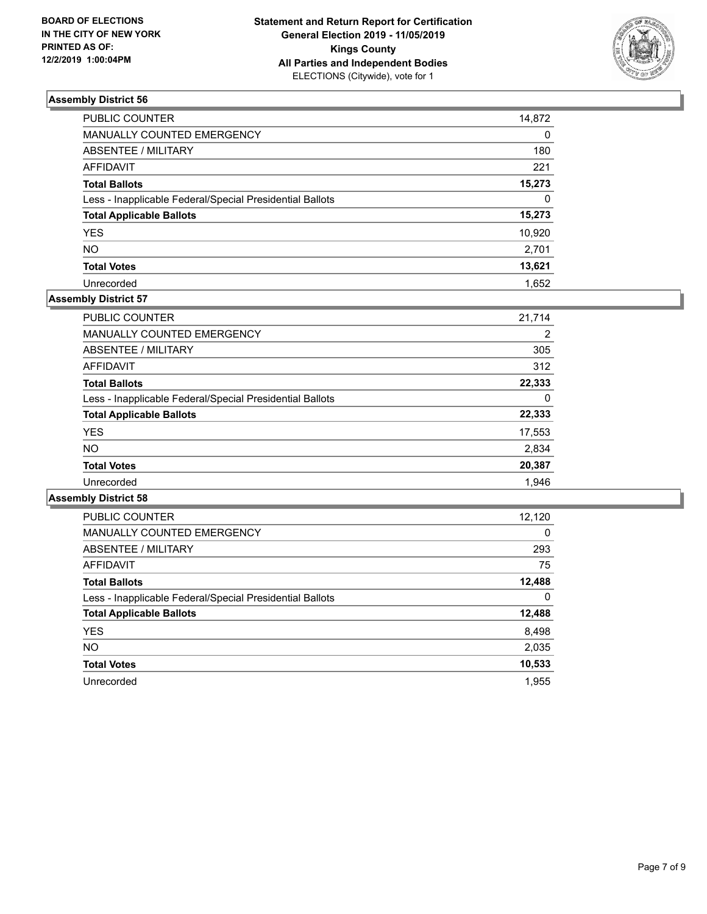BOARD OF ELECTIONS
IN THE CITY OF NEW YORK
PRINTED AS OF:
12/2/2019 1:00:04PM

**Statement and Return Report for Certification**
**General Election 2019 - 11/05/2019**
**Kings County**
**All Parties and Independent Bodies**
ELECTIONS (Citywide), vote for 1

### Assembly District 56

| | |
|---|---|
| PUBLIC COUNTER | 14,872 |
| MANUALLY COUNTED EMERGENCY | 0 |
| ABSENTEE / MILITARY | 180 |
| AFFIDAVIT | 221 |
| **Total Ballots** | **15,273** |
| Less - Inapplicable Federal/Special Presidential Ballots | 0 |
| **Total Applicable Ballots** | **15,273** |
| YES | 10,920 |
| NO | 2,701 |
| **Total Votes** | **13,621** |
| Unrecorded | 1,652 |

### Assembly District 57

| | |
|---|---|
| PUBLIC COUNTER | 21,714 |
| MANUALLY COUNTED EMERGENCY | 2 |
| ABSENTEE / MILITARY | 305 |
| AFFIDAVIT | 312 |
| **Total Ballots** | **22,333** |
| Less - Inapplicable Federal/Special Presidential Ballots | 0 |
| **Total Applicable Ballots** | **22,333** |
| YES | 17,553 |
| NO | 2,834 |
| **Total Votes** | **20,387** |
| Unrecorded | 1,946 |

### Assembly District 58

| | |
|---|---|
| PUBLIC COUNTER | 12,120 |
| MANUALLY COUNTED EMERGENCY | 0 |
| ABSENTEE / MILITARY | 293 |
| AFFIDAVIT | 75 |
| **Total Ballots** | **12,488** |
| Less - Inapplicable Federal/Special Presidential Ballots | 0 |
| **Total Applicable Ballots** | **12,488** |
| YES | 8,498 |
| NO | 2,035 |
| **Total Votes** | **10,533** |
| Unrecorded | 1,955 |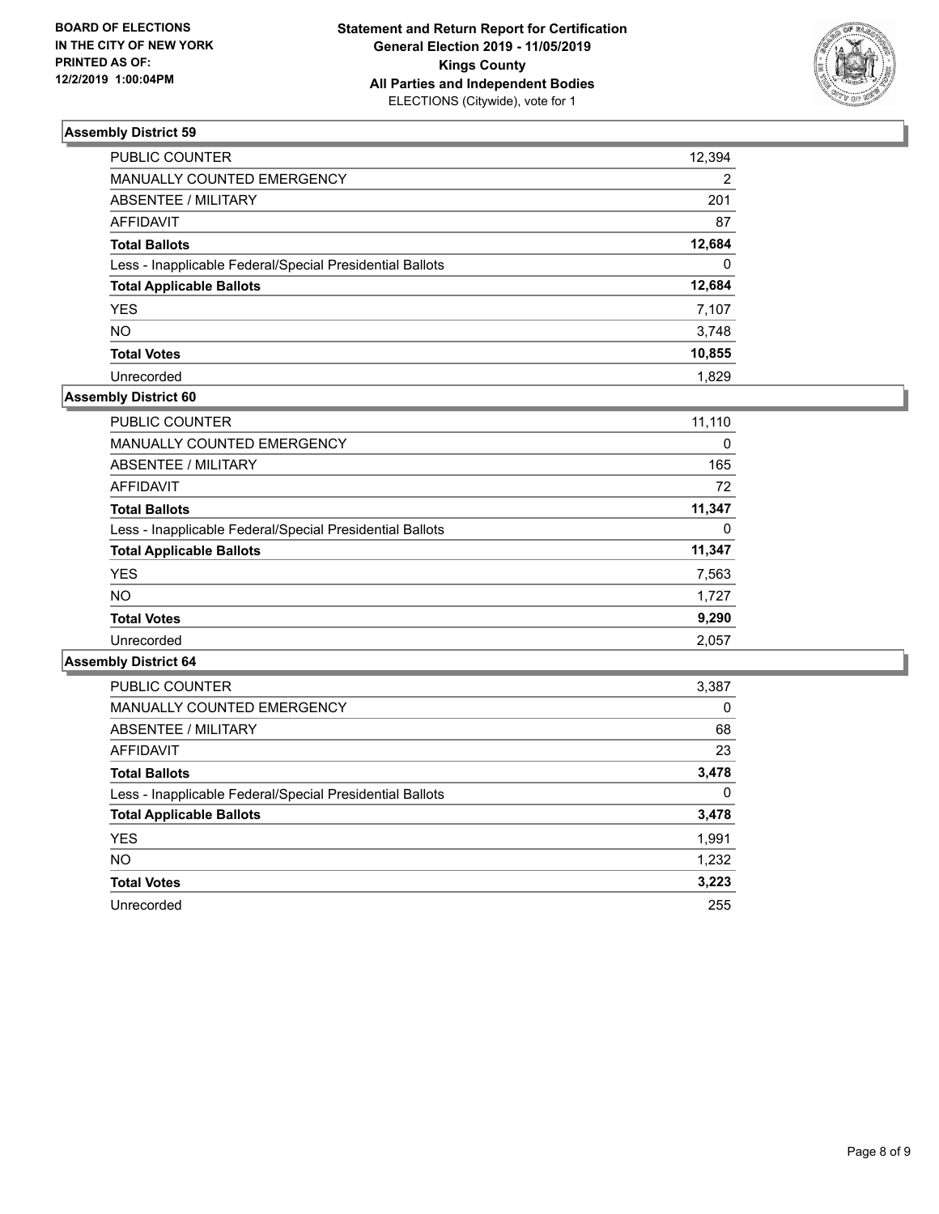**BOARD OF ELECTIONS IN THE CITY OF NEW YORK PRINTED AS OF: 12/2/2019 1:00:04PM**

**Statement and Return Report for Certification General Election 2019 - 11/05/2019 Kings County All Parties and Independent Bodies**
ELECTIONS (Citywide), vote for 1

### Assembly District 59

| | |
|---|---|
| PUBLIC COUNTER | 12,394 |
| MANUALLY COUNTED EMERGENCY | 2 |
| ABSENTEE / MILITARY | 201 |
| AFFIDAVIT | 87 |
| **Total Ballots** | **12,684** |
| Less - Inapplicable Federal/Special Presidential Ballots | 0 |
| **Total Applicable Ballots** | **12,684** |
| YES | 7,107 |
| NO | 3,748 |
| **Total Votes** | **10,855** |
| Unrecorded | 1,829 |

### Assembly District 60

| | |
|---|---|
| PUBLIC COUNTER | 11,110 |
| MANUALLY COUNTED EMERGENCY | 0 |
| ABSENTEE / MILITARY | 165 |
| AFFIDAVIT | 72 |
| **Total Ballots** | **11,347** |
| Less - Inapplicable Federal/Special Presidential Ballots | 0 |
| **Total Applicable Ballots** | **11,347** |
| YES | 7,563 |
| NO | 1,727 |
| **Total Votes** | **9,290** |
| Unrecorded | 2,057 |

### Assembly District 64

| | |
|---|---|
| PUBLIC COUNTER | 3,387 |
| MANUALLY COUNTED EMERGENCY | 0 |
| ABSENTEE / MILITARY | 68 |
| AFFIDAVIT | 23 |
| **Total Ballots** | **3,478** |
| Less - Inapplicable Federal/Special Presidential Ballots | 0 |
| **Total Applicable Ballots** | **3,478** |
| YES | 1,991 |
| NO | 1,232 |
| **Total Votes** | **3,223** |
| Unrecorded | 255 |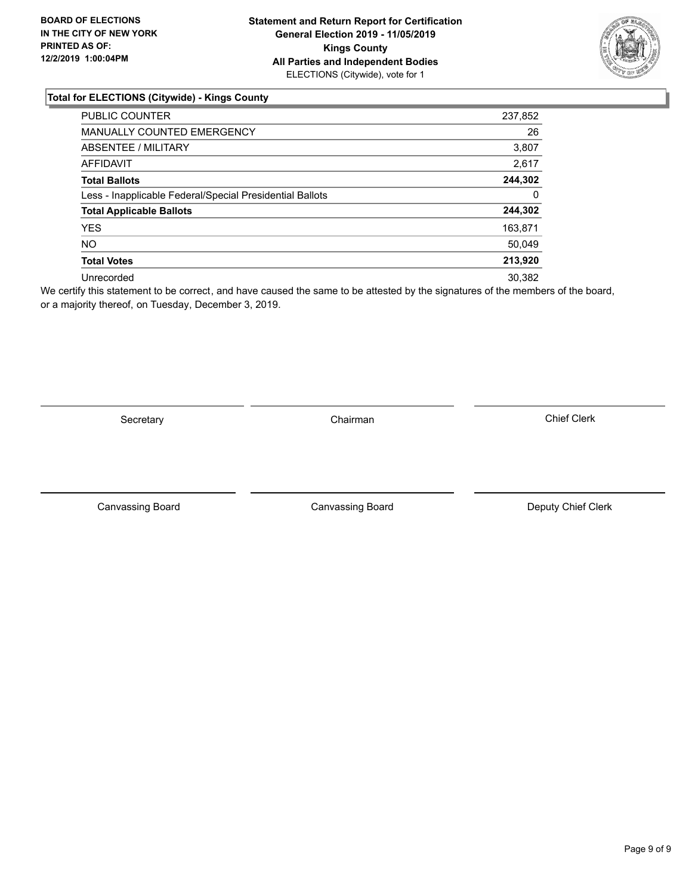**BOARD OF ELECTIONS IN THE CITY OF NEW YORK PRINTED AS OF: 12/2/2019 1:00:04PM**

**Statement and Return Report for Certification General Election 2019 - 11/05/2019 Kings County All Parties and Independent Bodies**

ELECTIONS (Citywide), vote for 1

## Total for ELECTIONS (Citywide) - Kings County

| | |
|---|---|
| PUBLIC COUNTER | 237,852 |
| MANUALLY COUNTED EMERGENCY | 26 |
| ABSENTEE / MILITARY | 3,807 |
| AFFIDAVIT | 2,617 |
| **Total Ballots** | **244,302** |
| Less - Inapplicable Federal/Special Presidential Ballots | 0 |
| **Total Applicable Ballots** | **244,302** |
| YES | 163,871 |
| NO | 50,049 |
| **Total Votes** | **213,920** |
| Unrecorded | 30,382 |

We certify this statement to be correct, and have caused the same to be attested by the signatures of the members of the board, or a majority thereof, on Tuesday, December 3, 2019.

Secretary

Chairman

Chief Clerk

Canvassing Board

Canvassing Board

Deputy Chief Clerk